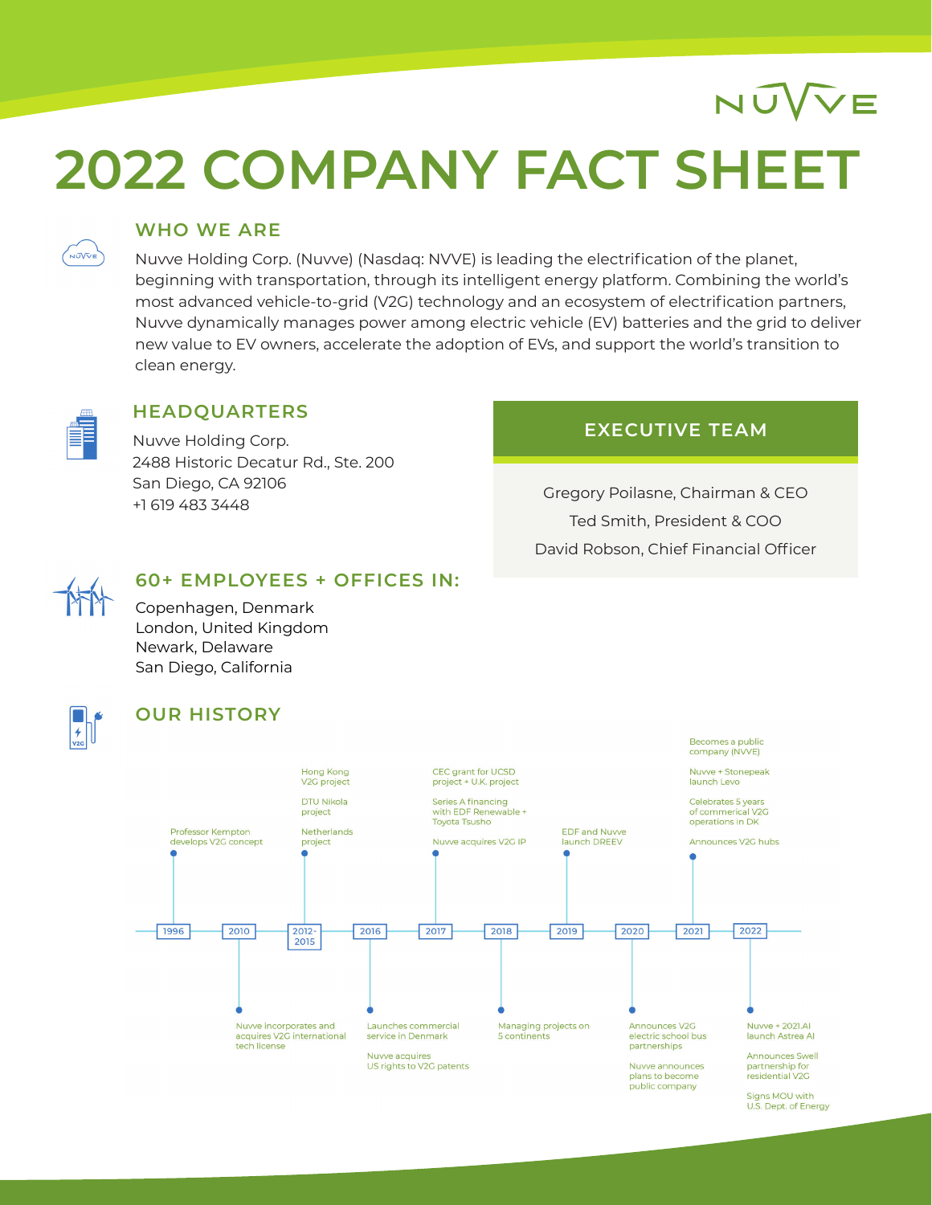NUVVE

# 2022 COMPANY FACT SHEET

## WHO WE ARE

Nuvve Holding Corp. (Nuvve) (Nasdaq: NVVE) is leading the electrification of the planet, beginning with transportation, through its intelligent energy platform. Combining the world's most advanced vehicle-to-grid (V2G) technology and an ecosystem of electrification partners, Nuvve dynamically manages power among electric vehicle (EV) batteries and the grid to deliver new value to EV owners, accelerate the adoption of EVs, and support the world's transition to clean energy.

## HEADQUARTERS

Nuvve Holding Corp.
2488 Historic Decatur Rd., Ste. 200
San Diego, CA 92106
+1 619 483 3448

## EXECUTIVE TEAM

Gregory Poilasne, Chairman & CEO

Ted Smith, President & COO

David Robson, Chief Financial Officer

## 60+ EMPLOYEES + OFFICES IN:

Copenhagen, Denmark
London, United Kingdom
Newark, Delaware
San Diego, California

## OUR HISTORY

**1996**
- Professor Kempton develops V2G concept

**2010**
- Nuvve incorporates and acquires V2G international tech license

**2012-2015**
- Hong Kong V2G project
- DTU Nikola project
- Netherlands project

**2016**
- Launches commercial service in Denmark
- Nuvve acquires US rights to V2G patents

**2017**
- CEC grant for UCSD project + U.K. project
- Series A financing with EDF Renewable + Toyota Tsusho
- Nuvve acquires V2G IP

**2018**
- Managing projects on 5 continents

**2019**
- EDF and Nuvve launch DREEV

**2020**
- Announces V2G electric school bus partnerships
- Nuvve announces plans to become public company

**2021**
- Becomes a public company (NVVE)
- Nuvve + Stonepeak launch Levo
- Celebrates 5 years of commerical V2G operations in DK
- Announces V2G hubs

**2022**
- Nuvve + 2021.AI launch Astrea AI
- Announces Swell partnership for residential V2G
- Signs MOU with U.S. Dept. of Energy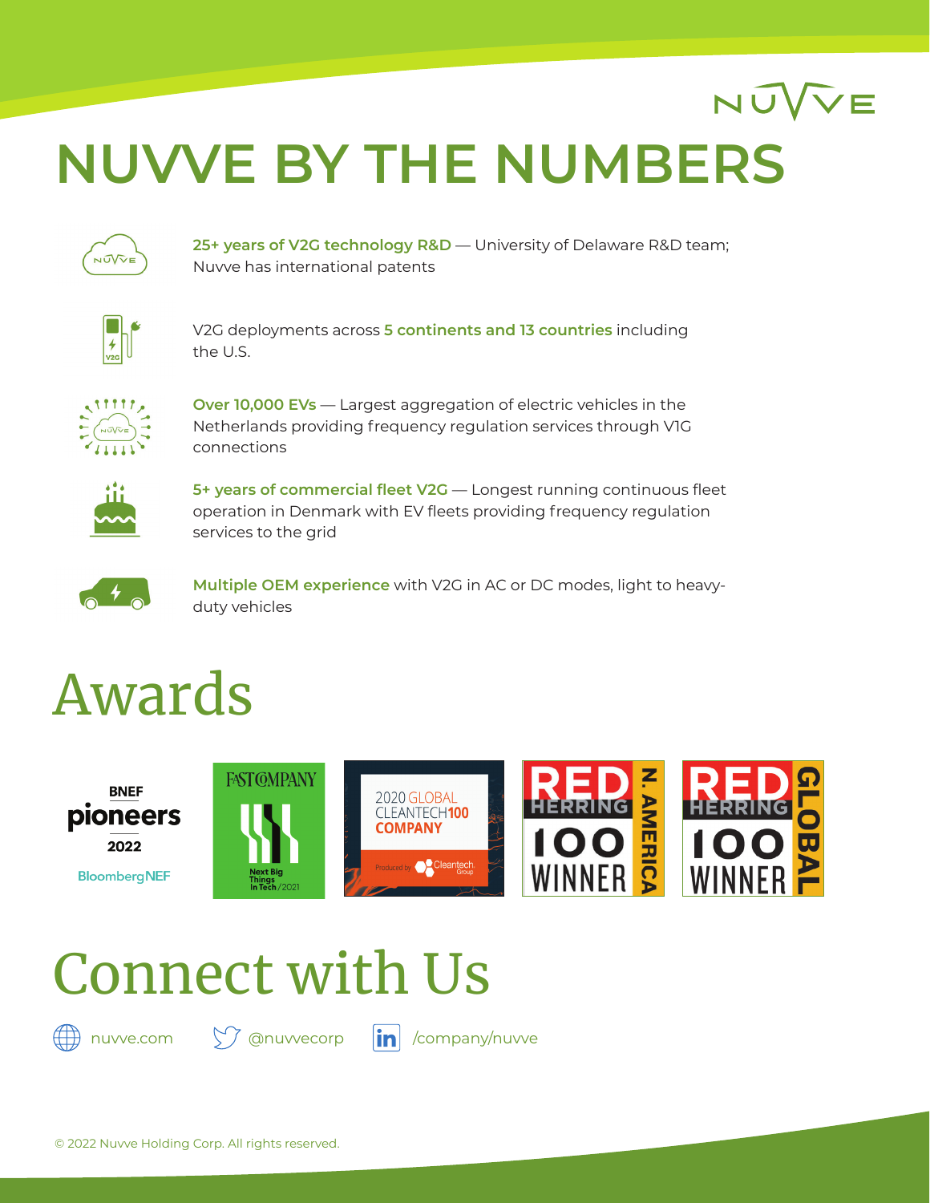# NUVVE BY THE NUMBERS

**25+ years of V2G technology R&D** — University of Delaware R&D team; Nuvve has international patents

V2G deployments across **5 continents and 13 countries** including the U.S.

**Over 10,000 EVs** — Largest aggregation of electric vehicles in the Netherlands providing frequency regulation services through V1G connections

**5+ years of commercial fleet V2G** — Longest running continuous fleet operation in Denmark with EV fleets providing frequency regulation services to the grid

**Multiple OEM experience** with V2G in AC or DC modes, light to heavy-duty vehicles

# Awards

BNEF pioneers 2022 BloombergNEF

Fast Company Next Big Things In Tech /2021

2020 GLOBAL CLEANTECH100 COMPANY — Produced by Cleantech Group

RED HERRING 100 WINNER N. AMERICA

RED HERRING 100 WINNER GLOBAL

# Connect with Us

nuvve.com

@nuvvecorp

/company/nuvve

© 2022 Nuvve Holding Corp. All rights reserved.